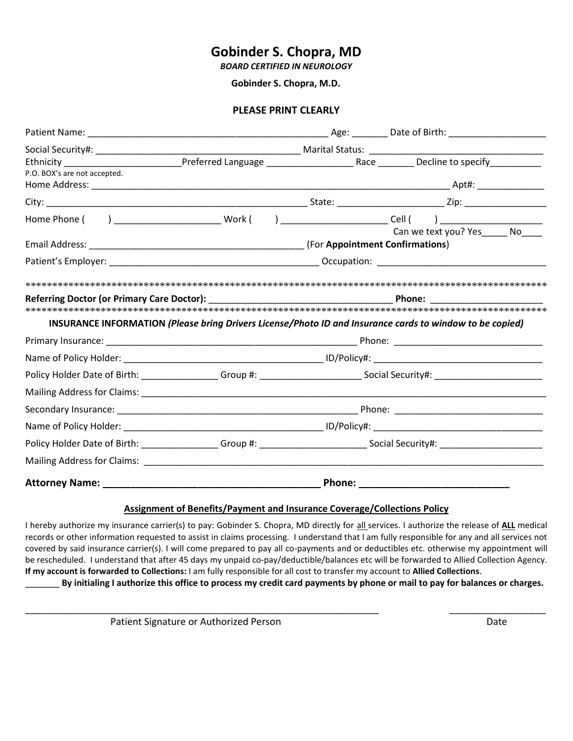# Gobinder S. Chopra, MD

***BOARD CERTIFIED IN NEUROLOGY***

**Gobinder S. Chopra, M.D.**

**PLEASE PRINT CLEARLY**

Patient Name: _______________________________________________ Age: _______ Date of Birth: ___________________

Social Security#: ________________________________________ Marital Status: __________________________________

Ethnicity ______________________Preferred Language _________________ Race _______ Decline to specify__________

P.O. BOX's are not accepted.

Home Address: ___________________________________________________________________________ Apt#: _____________

City: ____________________________________________________ State: _____________________ Zip: ________________

Home Phone (       ) _____________________ Work (       ) _____________________ Cell (       ) ___________________

Can we text you? Yes_____ No____

Email Address: __________________________________________ (For **Appointment Confirmations**)

Patient's Employer: _________________________________________ Occupation: _______________________________

****************************************************************************************************

**Referring Doctor (or Primary Care Doctor):** __________________________________ **Phone:** _____________________

****************************************************************************************************

**INSURANCE INFORMATION** ***(Please bring Drivers License/Photo ID and Insurance cards to window to be copied)***

Primary Insurance: __________________________________________________ Phone: _____________________________

Name of Policy Holder: ________________________________________ ID/Policy#: _________________________________

Policy Holder Date of Birth: _______________ Group #: ___________________ Social Security#: _____________________

Mailing Address for Claims: ________________________________________________________________________________

Secondary Insurance: ________________________________________________ Phone: _____________________________

Name of Policy Holder: ________________________________________ ID/Policy#: _________________________________

Policy Holder Date of Birth: _______________ Group #: _____________________ Social Security#: ___________________

Mailing Address for Claims: ________________________________________________________________________________

**Attorney Name: _______________________________________ Phone: ___________________________**

**Assignment of Benefits/Payment and Insurance Coverage/Collections Policy**

I hereby authorize my insurance carrier(s) to pay: Gobinder S. Chopra, MD directly for all services. I authorize the release of **ALL** medical records or other information requested to assist in claims processing. I understand that I am fully responsible for any and all services not covered by said insurance carrier(s). I will come prepared to pay all co-payments and or deductibles etc. otherwise my appointment will be rescheduled. I understand that after 45 days my unpaid co-pay/deductible/balances etc will be forwarded to Allied Collection Agency. **If my account is forwarded to Collections:** I am fully responsible for all cost to transfer my account to **Allied Collections**.

_______ **By initialing I authorize this office to process my credit card payments by phone or mail to pay for balances or charges.**

_____________________________________________________________________          __________________

Patient Signature or Authorized Person                                                                                    Date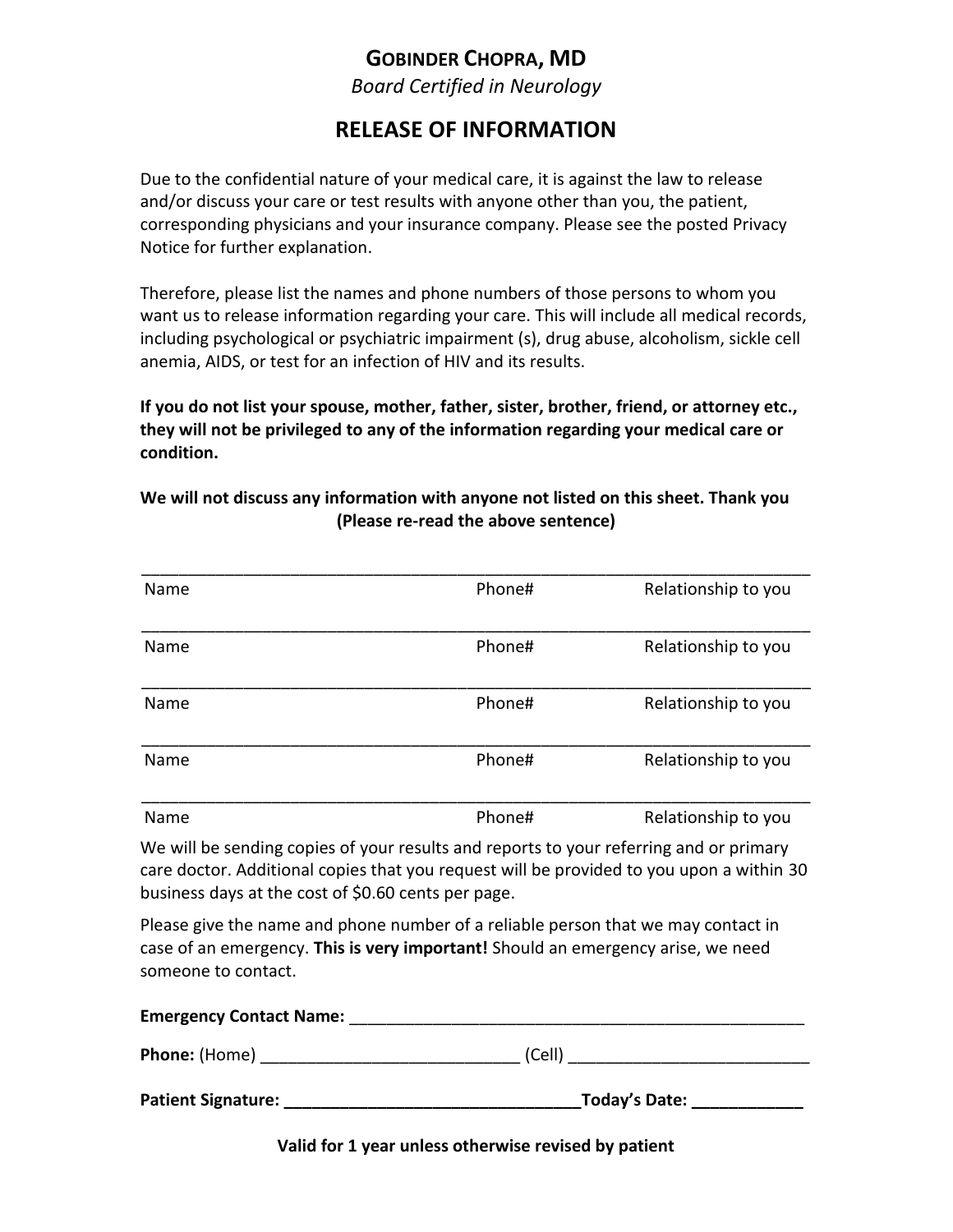# GOBINDER CHOPRA, MD

*Board Certified in Neurology*

## RELEASE OF INFORMATION

Due to the confidential nature of your medical care, it is against the law to release and/or discuss your care or test results with anyone other than you, the patient, corresponding physicians and your insurance company. Please see the posted Privacy Notice for further explanation.

Therefore, please list the names and phone numbers of those persons to whom you want us to release information regarding your care. This will include all medical records, including psychological or psychiatric impairment (s), drug abuse, alcoholism, sickle cell anemia, AIDS, or test for an infection of HIV and its results.

**If you do not list your spouse, mother, father, sister, brother, friend, or attorney etc., they will not be privileged to any of the information regarding your medical care or condition.**

**We will not discuss any information with anyone not listed on this sheet. Thank you (Please re-read the above sentence)**

________________________________________________________________________

Name Phone# Relationship to you

________________________________________________________________________

Name Phone# Relationship to you

________________________________________________________________________

Name Phone# Relationship to you

________________________________________________________________________

Name Phone# Relationship to you

________________________________________________________________________

Name Phone# Relationship to you

We will be sending copies of your results and reports to your referring and or primary care doctor. Additional copies that you request will be provided to you upon a within 30 business days at the cost of $0.60 cents per page.

Please give the name and phone number of a reliable person that we may contact in case of an emergency. **This is very important!** Should an emergency arise, we need someone to contact.

**Emergency Contact Name:** _____________________________________________

**Phone:** (Home) __________________________ (Cell) _________________________

**Patient Signature: ________________________________Today's Date: ____________**

**Valid for 1 year unless otherwise revised by patient**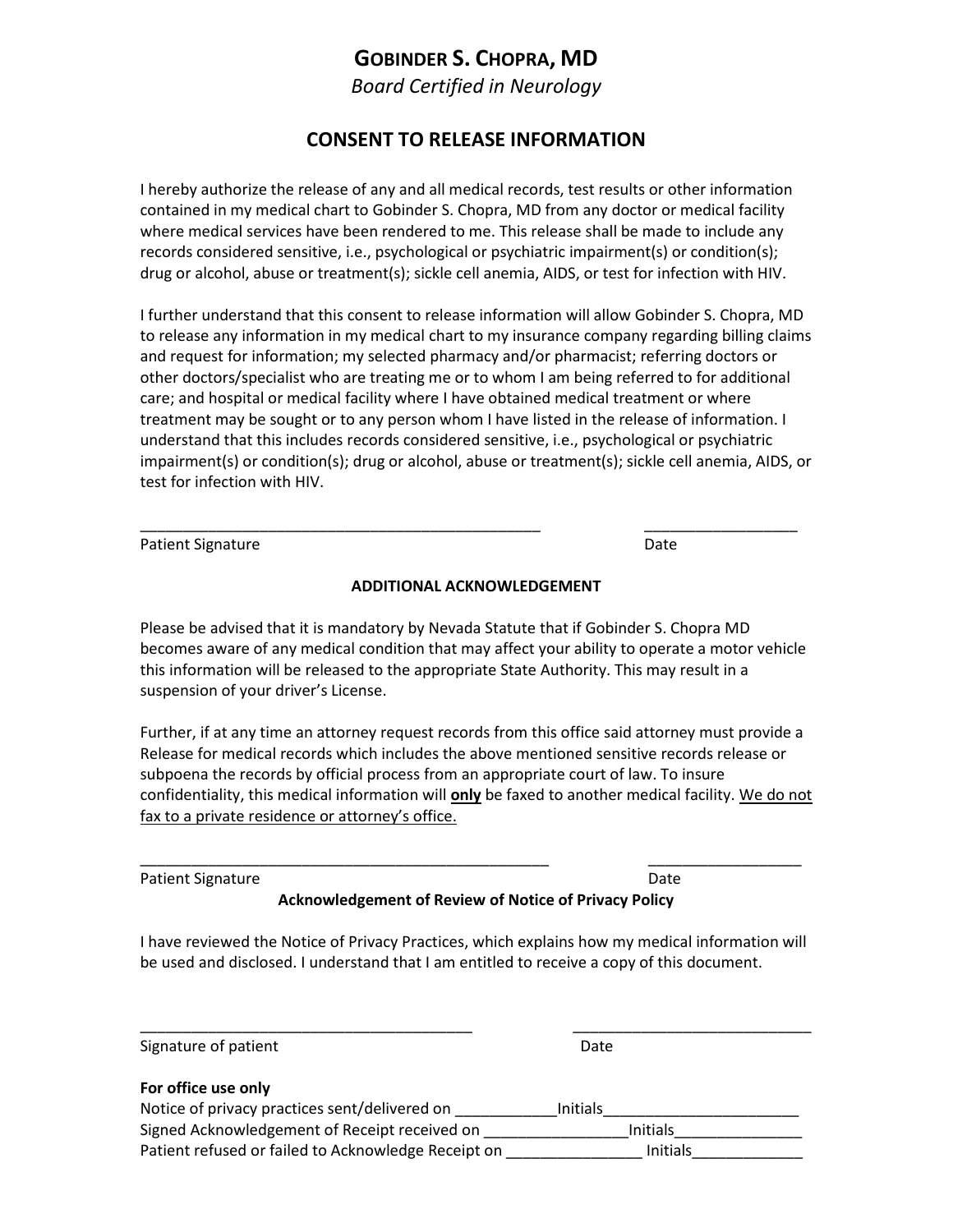# GOBINDER S. CHOPRA, MD

*Board Certified in Neurology*

## CONSENT TO RELEASE INFORMATION

I hereby authorize the release of any and all medical records, test results or other information contained in my medical chart to Gobinder S. Chopra, MD from any doctor or medical facility where medical services have been rendered to me. This release shall be made to include any records considered sensitive, i.e., psychological or psychiatric impairment(s) or condition(s); drug or alcohol, abuse or treatment(s); sickle cell anemia, AIDS, or test for infection with HIV.

I further understand that this consent to release information will allow Gobinder S. Chopra, MD to release any information in my medical chart to my insurance company regarding billing claims and request for information; my selected pharmacy and/or pharmacist; referring doctors or other doctors/specialist who are treating me or to whom I am being referred to for additional care; and hospital or medical facility where I have obtained medical treatment or where treatment may be sought or to any person whom I have listed in the release of information. I understand that this includes records considered sensitive, i.e., psychological or psychiatric impairment(s) or condition(s); drug or alcohol, abuse or treatment(s); sickle cell anemia, AIDS, or test for infection with HIV.

_________________________________________________ __________________

Patient Signature Date

**ADDITIONAL ACKNOWLEDGEMENT**

Please be advised that it is mandatory by Nevada Statute that if Gobinder S. Chopra MD becomes aware of any medical condition that may affect your ability to operate a motor vehicle this information will be released to the appropriate State Authority. This may result in a suspension of your driver's License.

Further, if at any time an attorney request records from this office said attorney must provide a Release for medical records which includes the above mentioned sensitive records release or subpoena the records by official process from an appropriate court of law. To insure confidentiality, this medical information will **<u>only</u>** be faxed to another medical facility. <u>We do not fax to a private residence or attorney's office.</u>

__________________________________________________ __________________

Patient Signature Date

**Acknowledgement of Review of Notice of Privacy Policy**

I have reviewed the Notice of Privacy Practices, which explains how my medical information will be used and disclosed. I understand that I am entitled to receive a copy of this document.

________________________________________ _____________________________

Signature of patient Date

**For office use only**

Notice of privacy practices sent/delivered on ____________Initials_______________________

Signed Acknowledgement of Receipt received on _________________Initials_______________

Patient refused or failed to Acknowledge Receipt on ________________ Initials_____________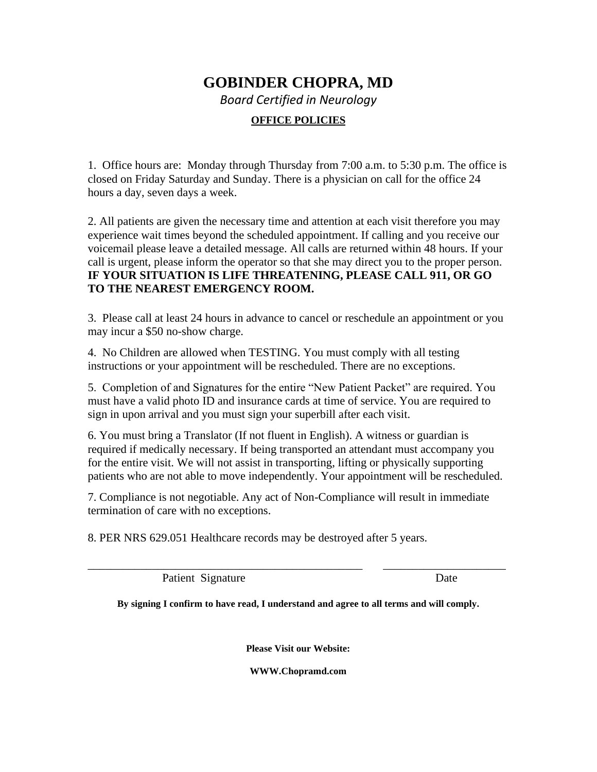# GOBINDER CHOPRA, MD

*Board Certified in Neurology*

## OFFICE POLICIES

1. Office hours are: Monday through Thursday from 7:00 a.m. to 5:30 p.m. The office is closed on Friday Saturday and Sunday. There is a physician on call for the office 24 hours a day, seven days a week.

2. All patients are given the necessary time and attention at each visit therefore you may experience wait times beyond the scheduled appointment. If calling and you receive our voicemail please leave a detailed message. All calls are returned within 48 hours. If your call is urgent, please inform the operator so that she may direct you to the proper person. **IF YOUR SITUATION IS LIFE THREATENING, PLEASE CALL 911, OR GO TO THE NEAREST EMERGENCY ROOM.**

3. Please call at least 24 hours in advance to cancel or reschedule an appointment or you may incur a $50 no-show charge.

4. No Children are allowed when TESTING. You must comply with all testing instructions or your appointment will be rescheduled. There are no exceptions.

5. Completion of and Signatures for the entire "New Patient Packet" are required. You must have a valid photo ID and insurance cards at time of service. You are required to sign in upon arrival and you must sign your superbill after each visit.

6. You must bring a Translator (If not fluent in English). A witness or guardian is required if medically necessary. If being transported an attendant must accompany you for the entire visit. We will not assist in transporting, lifting or physically supporting patients who are not able to move independently. Your appointment will be rescheduled.

7. Compliance is not negotiable. Any act of Non-Compliance will result in immediate termination of care with no exceptions.

8. PER NRS 629.051 Healthcare records may be destroyed after 5 years.

_______________________________________________ Patient Signature

_____________________ Date

**By signing I confirm to have read, I understand and agree to all terms and will comply.**

**Please Visit our Website:**

**WWW.Chopramd.com**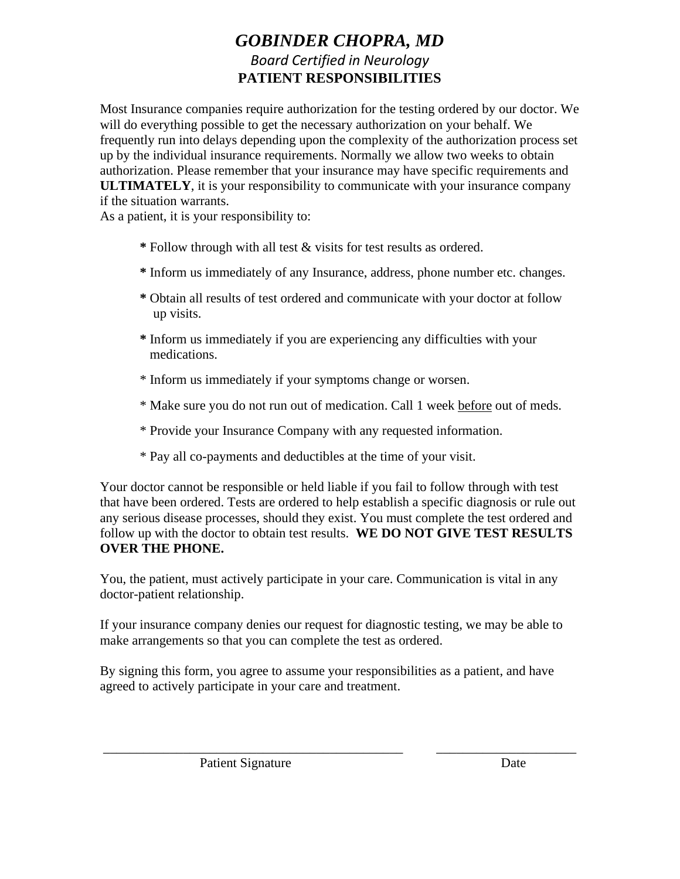# *GOBINDER CHOPRA, MD*

*Board Certified in Neurology*

**PATIENT RESPONSIBILITIES**

Most Insurance companies require authorization for the testing ordered by our doctor. We will do everything possible to get the necessary authorization on your behalf. We frequently run into delays depending upon the complexity of the authorization process set up by the individual insurance requirements. Normally we allow two weeks to obtain authorization. Please remember that your insurance may have specific requirements and **ULTIMATELY**, it is your responsibility to communicate with your insurance company if the situation warrants.

As a patient, it is your responsibility to:

- Follow through with all test & visits for test results as ordered.
- Inform us immediately of any Insurance, address, phone number etc. changes.
- Obtain all results of test ordered and communicate with your doctor at follow up visits.
- Inform us immediately if you are experiencing any difficulties with your medications.
- Inform us immediately if your symptoms change or worsen.
- Make sure you do not run out of medication. Call 1 week <u>before</u> out of meds.
- Provide your Insurance Company with any requested information.
- Pay all co-payments and deductibles at the time of your visit.

Your doctor cannot be responsible or held liable if you fail to follow through with test that have been ordered. Tests are ordered to help establish a specific diagnosis or rule out any serious disease processes, should they exist. You must complete the test ordered and follow up with the doctor to obtain test results. **WE DO NOT GIVE TEST RESULTS OVER THE PHONE.**

You, the patient, must actively participate in your care. Communication is vital in any doctor-patient relationship.

If your insurance company denies our request for diagnostic testing, we may be able to make arrangements so that you can complete the test as ordered.

By signing this form, you agree to assume your responsibilities as a patient, and have agreed to actively participate in your care and treatment.

\_\_\_\_\_\_\_\_\_\_\_\_\_\_\_\_\_\_\_\_\_\_\_\_\_\_\_\_\_\_\_\_\_\_\_\_\_\_\_\_\_\_\_\_ \_\_\_\_\_\_\_\_\_\_\_\_\_\_\_\_\_\_\_\_\_\_

Patient Signature Date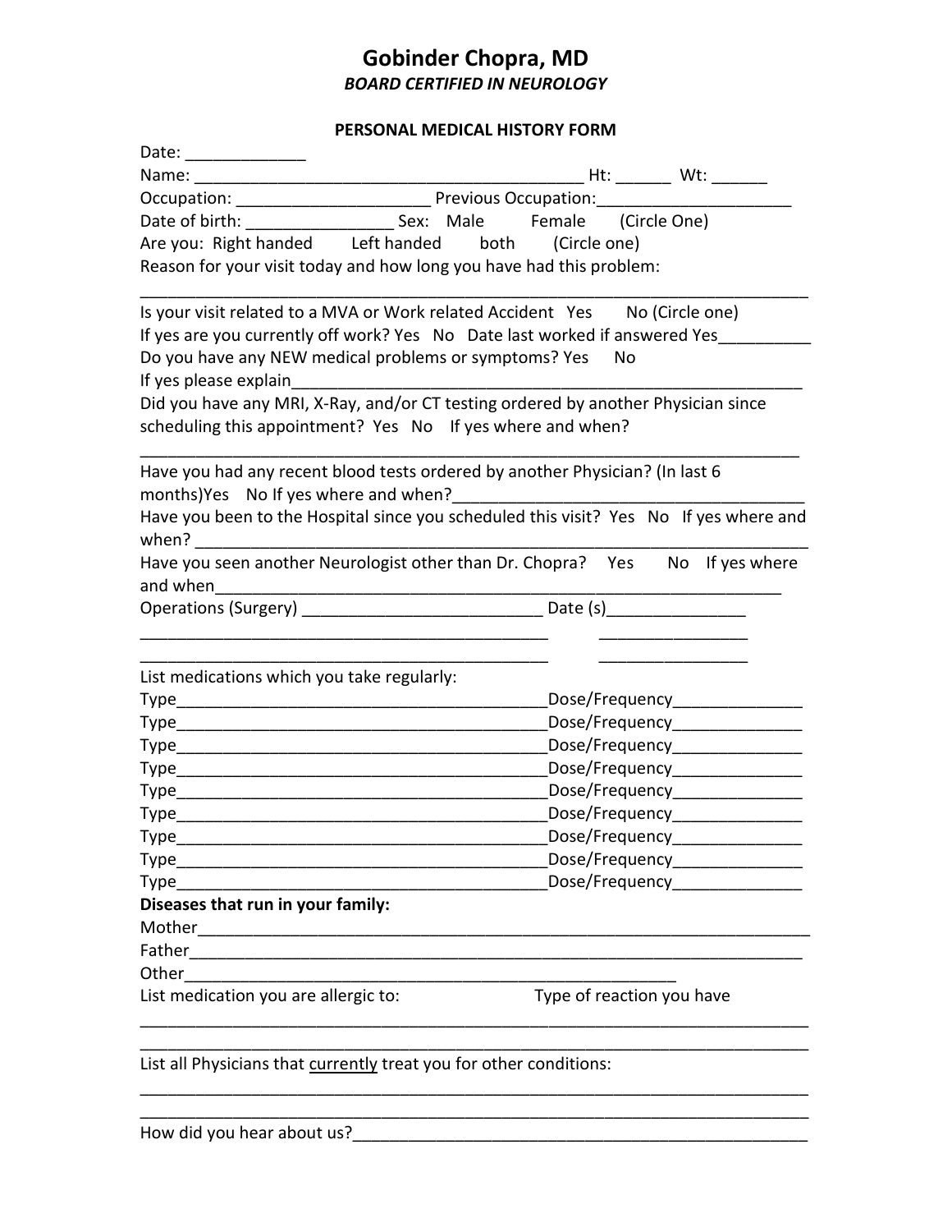# Gobinder Chopra, MD

***BOARD CERTIFIED IN NEUROLOGY***

**PERSONAL MEDICAL HISTORY FORM**

Date: _____________

Name: __________________________________________ Ht: ______ Wt: ______

Occupation: _____________________ Previous Occupation:_____________________

Date of birth: ________________ Sex: Male Female (Circle One)

Are you: Right handed Left handed both (Circle one)

Reason for your visit today and how long you have had this problem:

_________________________________________________________________________

Is your visit related to a MVA or Work related Accident Yes No (Circle one)

If yes are you currently off work? Yes No Date last worked if answered Yes__________

Do you have any NEW medical problems or symptoms? Yes No

If yes please explain__________________________________________________________

Did you have any MRI, X-Ray, and/or CT testing ordered by another Physician since scheduling this appointment? Yes No If yes where and when?

_________________________________________________________________________

Have you had any recent blood tests ordered by another Physician? (In last 6 months)Yes No If yes where and when?______________________________________

Have you been to the Hospital since you scheduled this visit? Yes No If yes where and when? ________________________________________________________________

Have you seen another Neurologist other than Dr. Chopra? Yes No If yes where and when_________________________________________________________________

Operations (Surgery) __________________________ Date (s)_______________

_____________________________________________ ________________

_____________________________________________ ________________

List medications which you take regularly:

Type_________________________________________Dose/Frequency______________

Type_________________________________________Dose/Frequency______________

Type_________________________________________Dose/Frequency______________

Type_________________________________________Dose/Frequency______________

Type_________________________________________Dose/Frequency______________

Type_________________________________________Dose/Frequency______________

Type_________________________________________Dose/Frequency______________

Type_________________________________________Dose/Frequency______________

Type_________________________________________Dose/Frequency______________

**Diseases that run in your family:**

Mother_____________________________________________________________________

Father_____________________________________________________________________

Other______________________________________________________

List medication you are allergic to: Type of reaction you have

_________________________________________________________________________

_________________________________________________________________________

List all Physicians that <u>currently</u> treat you for other conditions:

_________________________________________________________________________

_________________________________________________________________________

How did you hear about us?__________________________________________________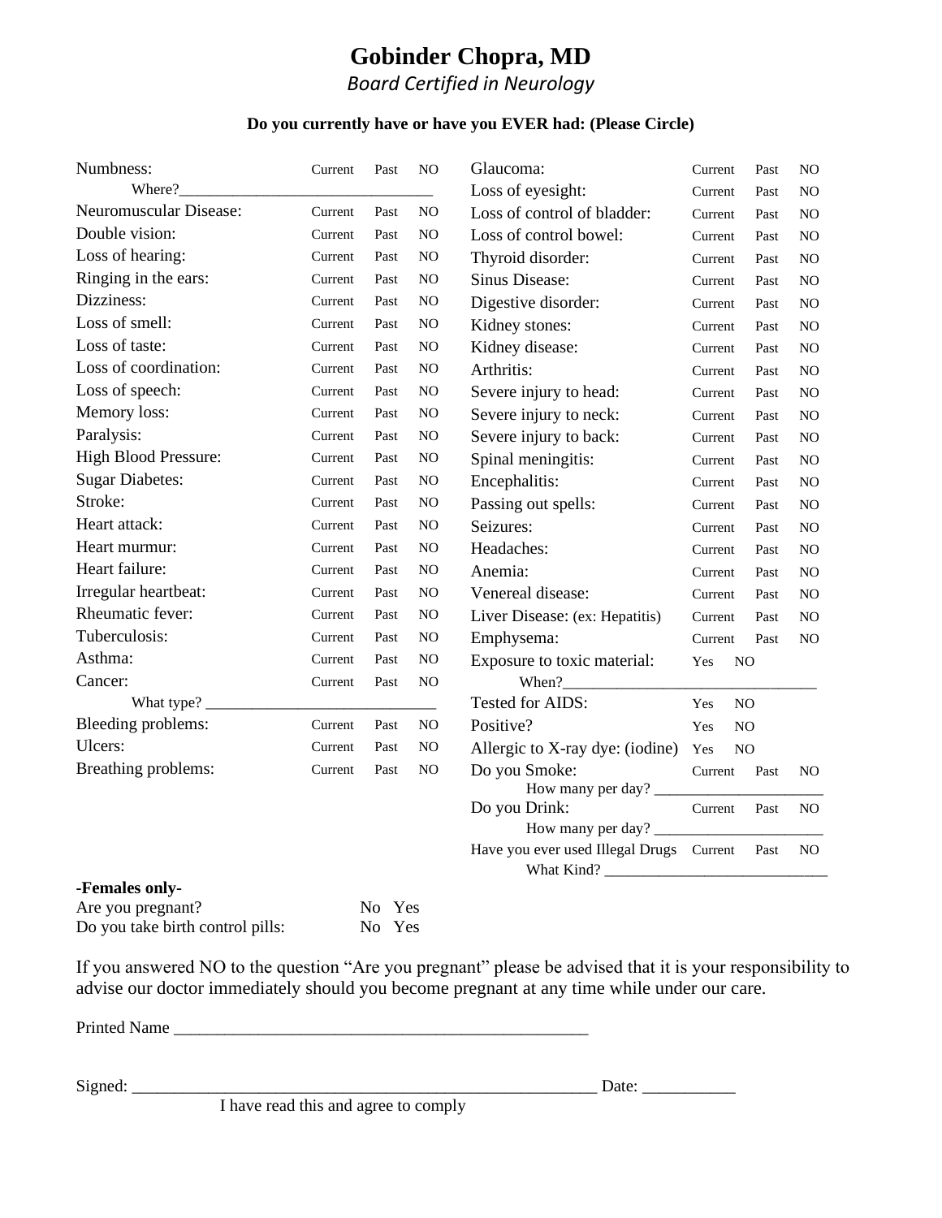# Gobinder Chopra, MD

*Board Certified in Neurology*

**Do you currently have or have you EVER had: (Please Circle)**

| | | | | | | | |
|---|---|---|---|---|---|---|---|
| Numbness: | Current | Past | NO | Glaucoma: | Current | Past | NO |
| Where?______________________________ | | | | Loss of eyesight: | Current | Past | NO |
| Neuromuscular Disease: | Current | Past | NO | Loss of control of bladder: | Current | Past | NO |
| Double vision: | Current | Past | NO | Loss of control bowel: | Current | Past | NO |
| Loss of hearing: | Current | Past | NO | Thyroid disorder: | Current | Past | NO |
| Ringing in the ears: | Current | Past | NO | Sinus Disease: | Current | Past | NO |
| Dizziness: | Current | Past | NO | Digestive disorder: | Current | Past | NO |
| Loss of smell: | Current | Past | NO | Kidney stones: | Current | Past | NO |
| Loss of taste: | Current | Past | NO | Kidney disease: | Current | Past | NO |
| Loss of coordination: | Current | Past | NO | Arthritis: | Current | Past | NO |
| Loss of speech: | Current | Past | NO | Severe injury to head: | Current | Past | NO |
| Memory loss: | Current | Past | NO | Severe injury to neck: | Current | Past | NO |
| Paralysis: | Current | Past | NO | Severe injury to back: | Current | Past | NO |
| High Blood Pressure: | Current | Past | NO | Spinal meningitis: | Current | Past | NO |
| Sugar Diabetes: | Current | Past | NO | Encephalitis: | Current | Past | NO |
| Stroke: | Current | Past | NO | Passing out spells: | Current | Past | NO |
| Heart attack: | Current | Past | NO | Seizures: | Current | Past | NO |
| Heart murmur: | Current | Past | NO | Headaches: | Current | Past | NO |
| Heart failure: | Current | Past | NO | Anemia: | Current | Past | NO |
| Irregular heartbeat: | Current | Past | NO | Venereal disease: | Current | Past | NO |
| Rheumatic fever: | Current | Past | NO | Liver Disease: (ex: Hepatitis) | Current | Past | NO |
| Tuberculosis: | Current | Past | NO | Emphysema: | Current | Past | NO |
| Asthma: | Current | Past | NO | Exposure to toxic material: | Yes | NO | |
| Cancer: | Current | Past | NO | When?______________________________ | | | |
| What type? ____________________________ | | | | Tested for AIDS: | Yes | NO | |
| Bleeding problems: | Current | Past | NO | Positive? | Yes | NO | |
| Ulcers: | Current | Past | NO | Allergic to X-ray dye: (iodine) | Yes | NO | |
| Breathing problems: | Current | Past | NO | Do you Smoke: | Current | Past | NO |
| | | | | How many per day? _____________________ | | | |
| | | | | Do you Drink: | Current | Past | NO |
| | | | | How many per day? _____________________ | | | |
| | | | | Have you ever used Illegal Drugs | Current | Past | NO |
| | | | | What Kind? ____________________________ | | | |

**-Females only-**

Are you pregnant? No Yes

Do you take birth control pills: No Yes

If you answered NO to the question "Are you pregnant" please be advised that it is your responsibility to advise our doctor immediately should you become pregnant at any time while under our care.

Printed Name ______________________________________________

Signed: ____________________________________________________ Date: ___________

I have read this and agree to comply